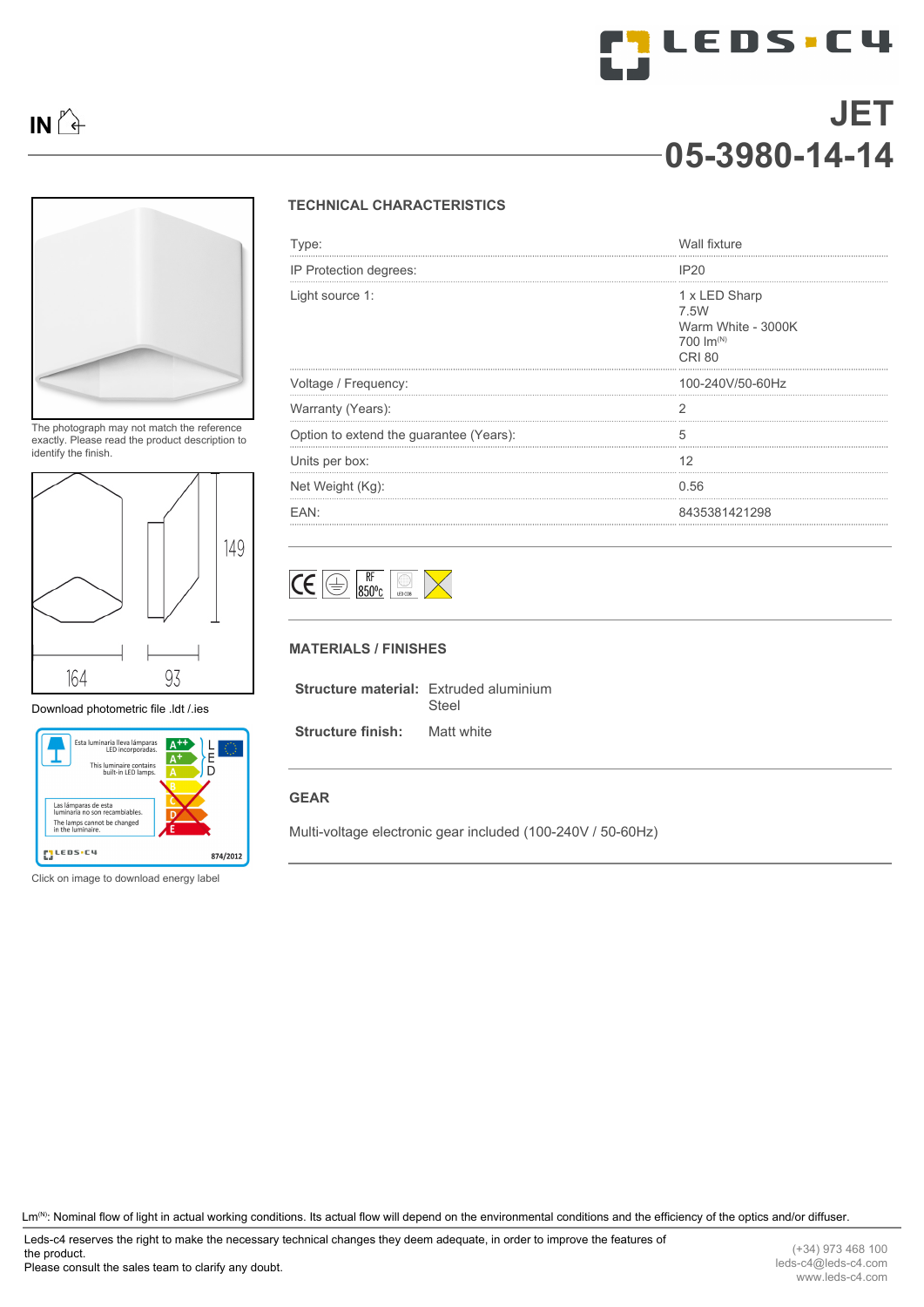# JET
## 05-3980-14-14

IN

The photograph may not match the reference exactly. Please read the product description to identify the finish.

164 93 149

Download photometric file .ldt /.ies

Click on image to download energy label

### TECHNICAL CHARACTERISTICS

| | |
|---|---|
| Type: | Wall fixture |
| IP Protection degrees: | IP20 |
| Light source 1: | 1 x LED Sharp<br>7.5W<br>Warm White - 3000K<br>700 lm(N)<br>CRI 80 |
| Voltage / Frequency: | 100-240V/50-60Hz |
| Warranty (Years): | 2 |
| Option to extend the guarantee (Years): | 5 |
| Units per box: | 12 |
| Net Weight (Kg): | 0.56 |
| EAN: | 8435381421298 |

### MATERIALS / FINISHES

**Structure material:** Extruded aluminium
Steel

**Structure finish:** Matt white

### GEAR

Multi-voltage electronic gear included (100-240V / 50-60Hz)

Lm(N): Nominal flow of light in actual working conditions. Its actual flow will depend on the environmental conditions and the efficiency of the optics and/or diffuser.

Leds-c4 reserves the right to make the necessary technical changes they deem adequate, in order to improve the features of the product.
Please consult the sales team to clarify any doubt.

(+34) 973 468 100
leds-c4@leds-c4.com
www.leds-c4.com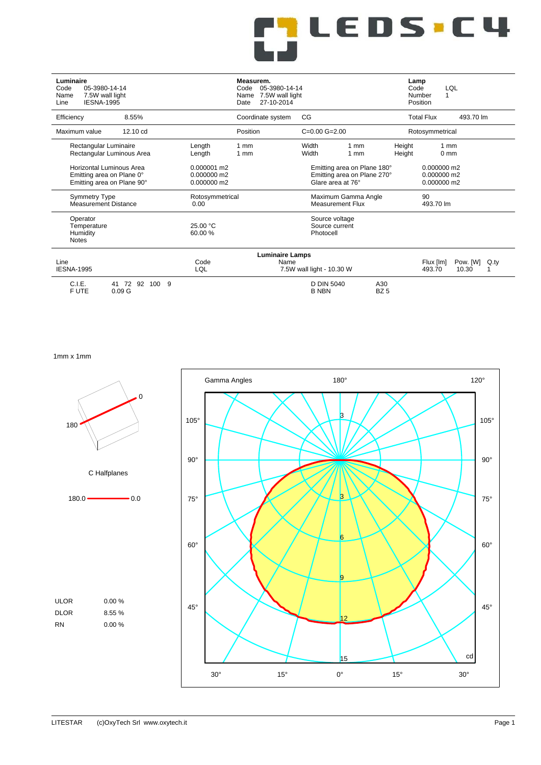LEDS·C4

| **Luminaire** | | **Measurem.** | | **Lamp** | |
|---|---|---|---|---|---|
| Code | 05-3980-14-14 | Code | 05-3980-14-14 | Code | LQL |
| Name | 7.5W wall light | Name | 7.5W wall light | Number | 1 |
| Line | IESNA-1995 | Date | 27-10-2014 | Position | |

| | | | | | |
|---|---|---|---|---|---|
| Efficiency | 8.55% | Coordinate system | CG | Total Flux | 493.70 lm |
| Maximum value | 12.10 cd | Position | C=0.00 G=2.00 | Rotosymmetrical | |

| | | | | | | | |
|---|---|---|---|---|---|---|---|
| Rectangular Luminaire | Length | 1 mm | Width | 1 mm | Height | 1 mm |
| Rectangular Luminous Area | Length | 1 mm | Width | 1 mm | Height | 0 mm |

| | | | |
|---|---|---|---|
| Horizontal Luminous Area | 0.000001 m2 | Emitting area on Plane 180° | 0.000000 m2 |
| Emitting area on Plane 0° | 0.000000 m2 | Emitting area on Plane 270° | 0.000000 m2 |
| Emitting area on Plane 90° | 0.000000 m2 | Glare area at 76° | 0.000000 m2 |

| | | | |
|---|---|---|---|
| Symmetry Type | Rotosymmetrical | Maximum Gamma Angle | 90 |
| Measurement Distance | 0.00 | Measurement Flux | 493.70 lm |

| | | | |
|---|---|---|---|
| Operator | | Source voltage | |
| Temperature | 25.00 °C | Source current | |
| Humidity | 60.00 % | Photocell | |
| Notes | | | |

**Luminaire Lamps**

| Line | Code | Name | Flux [lm] | Pow. [W] | Q.ty |
|---|---|---|---|---|---|
| IESNA-1995 | LQL | 7.5W wall light - 10.30 W | 493.70 | 10.30 | 1 |

| | | | |
|---|---|---|---|
| C.I.E. | 41 72 92 100 9 | D DIN 5040 | A30 |
| F UTE | 0.09 G | B NBN | BZ 5 |

1mm x 1mm

C Halfplanes

180.0 —— 0.0

| | |
|---|---|
| ULOR | 0.00 % |
| DLOR | 8.55 % |
| RN | 0.00 % |

Gamma Angles — cd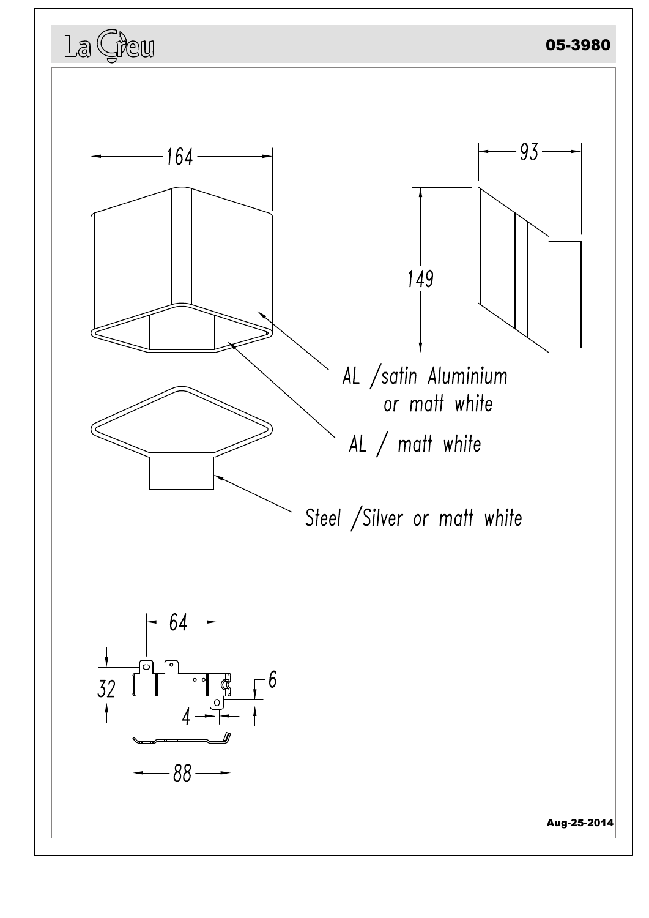La Creu

05-3980

164

93

149

AL /satin Aluminium or matt white

AL / matt white

Steel /Silver or matt white

64

32

6

4

88

Aug-25-2014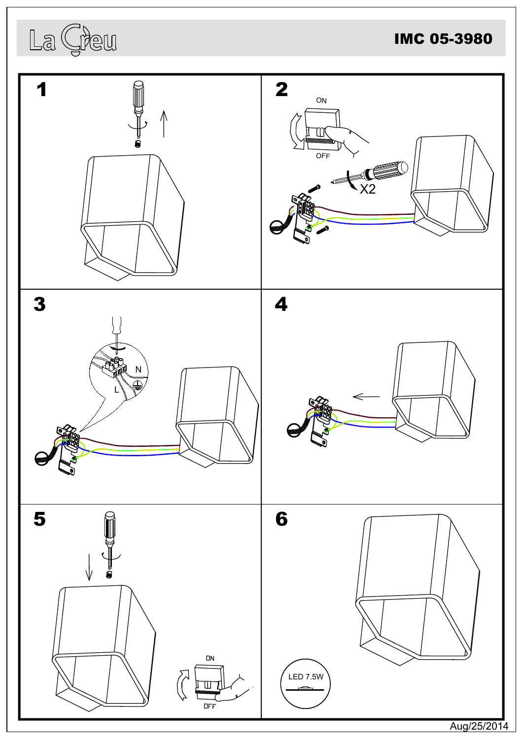La Creu

**IMC 05-3980**

1

2

ON

OFF

X2

3

N

L

4

5

ON

OFF

6

LED 7.5W

Aug/25/2014